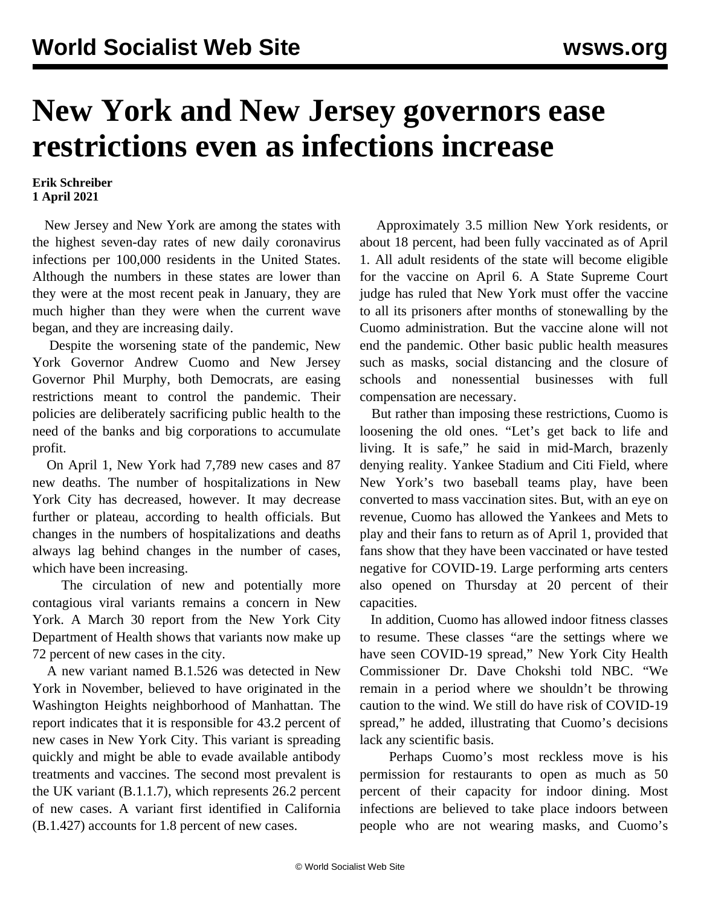# New York and New Jersey governors ease restrictions even as infections increase

**Erik Schreiber**
**1 April 2021**

New Jersey and New York are among the states with the highest seven-day rates of new daily coronavirus infections per 100,000 residents in the United States. Although the numbers in these states are lower than they were at the most recent peak in January, they are much higher than they were when the current wave began, and they are increasing daily.

Despite the worsening state of the pandemic, New York Governor Andrew Cuomo and New Jersey Governor Phil Murphy, both Democrats, are easing restrictions meant to control the pandemic. Their policies are deliberately sacrificing public health to the need of the banks and big corporations to accumulate profit.

On April 1, New York had 7,789 new cases and 87 new deaths. The number of hospitalizations in New York City has decreased, however. It may decrease further or plateau, according to health officials. But changes in the numbers of hospitalizations and deaths always lag behind changes in the number of cases, which have been increasing.

The circulation of new and potentially more contagious viral variants remains a concern in New York. A March 30 report from the New York City Department of Health shows that variants now make up 72 percent of new cases in the city.

A new variant named B.1.526 was detected in New York in November, believed to have originated in the Washington Heights neighborhood of Manhattan. The report indicates that it is responsible for 43.2 percent of new cases in New York City. This variant is spreading quickly and might be able to evade available antibody treatments and vaccines. The second most prevalent is the UK variant (B.1.1.7), which represents 26.2 percent of new cases. A variant first identified in California (B.1.427) accounts for 1.8 percent of new cases.

Approximately 3.5 million New York residents, or about 18 percent, had been fully vaccinated as of April 1. All adult residents of the state will become eligible for the vaccine on April 6. A State Supreme Court judge has ruled that New York must offer the vaccine to all its prisoners after months of stonewalling by the Cuomo administration. But the vaccine alone will not end the pandemic. Other basic public health measures such as masks, social distancing and the closure of schools and nonessential businesses with full compensation are necessary.

But rather than imposing these restrictions, Cuomo is loosening the old ones. "Let's get back to life and living. It is safe," he said in mid-March, brazenly denying reality. Yankee Stadium and Citi Field, where New York's two baseball teams play, have been converted to mass vaccination sites. But, with an eye on revenue, Cuomo has allowed the Yankees and Mets to play and their fans to return as of April 1, provided that fans show that they have been vaccinated or have tested negative for COVID-19. Large performing arts centers also opened on Thursday at 20 percent of their capacities.

In addition, Cuomo has allowed indoor fitness classes to resume. These classes "are the settings where we have seen COVID-19 spread," New York City Health Commissioner Dr. Dave Chokshi told NBC. "We remain in a period where we shouldn't be throwing caution to the wind. We still do have risk of COVID-19 spread," he added, illustrating that Cuomo's decisions lack any scientific basis.

Perhaps Cuomo's most reckless move is his permission for restaurants to open as much as 50 percent of their capacity for indoor dining. Most infections are believed to take place indoors between people who are not wearing masks, and Cuomo's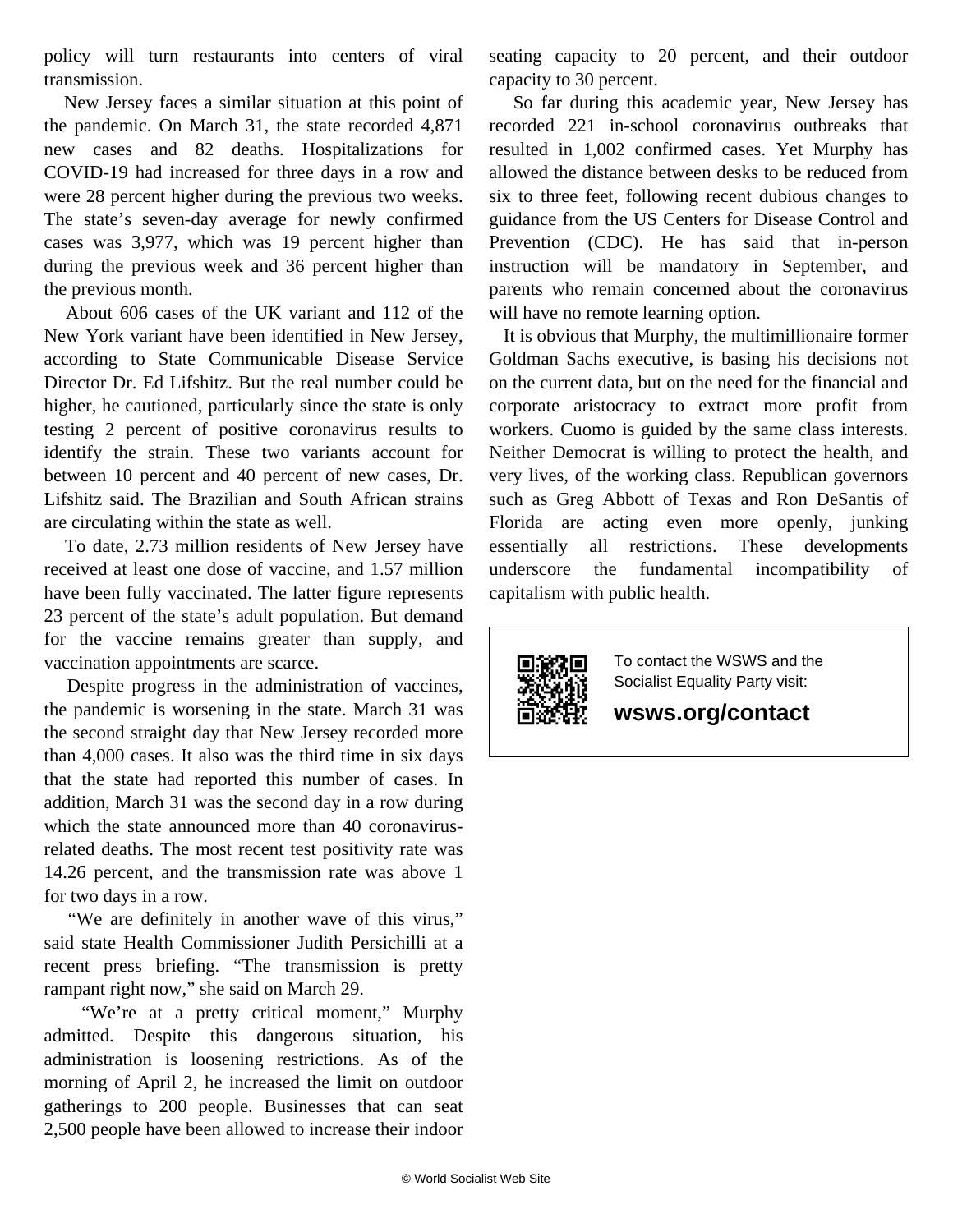policy will turn restaurants into centers of viral transmission.

New Jersey faces a similar situation at this point of the pandemic. On March 31, the state recorded 4,871 new cases and 82 deaths. Hospitalizations for COVID-19 had increased for three days in a row and were 28 percent higher during the previous two weeks. The state's seven-day average for newly confirmed cases was 3,977, which was 19 percent higher than during the previous week and 36 percent higher than the previous month.

About 606 cases of the UK variant and 112 of the New York variant have been identified in New Jersey, according to State Communicable Disease Service Director Dr. Ed Lifshitz. But the real number could be higher, he cautioned, particularly since the state is only testing 2 percent of positive coronavirus results to identify the strain. These two variants account for between 10 percent and 40 percent of new cases, Dr. Lifshitz said. The Brazilian and South African strains are circulating within the state as well.

To date, 2.73 million residents of New Jersey have received at least one dose of vaccine, and 1.57 million have been fully vaccinated. The latter figure represents 23 percent of the state's adult population. But demand for the vaccine remains greater than supply, and vaccination appointments are scarce.

Despite progress in the administration of vaccines, the pandemic is worsening in the state. March 31 was the second straight day that New Jersey recorded more than 4,000 cases. It also was the third time in six days that the state had reported this number of cases. In addition, March 31 was the second day in a row during which the state announced more than 40 coronavirus-related deaths. The most recent test positivity rate was 14.26 percent, and the transmission rate was above 1 for two days in a row.

"We are definitely in another wave of this virus," said state Health Commissioner Judith Persichilli at a recent press briefing. "The transmission is pretty rampant right now," she said on March 29.

"We're at a pretty critical moment," Murphy admitted. Despite this dangerous situation, his administration is loosening restrictions. As of the morning of April 2, he increased the limit on outdoor gatherings to 200 people. Businesses that can seat 2,500 people have been allowed to increase their indoor seating capacity to 20 percent, and their outdoor capacity to 30 percent.

So far during this academic year, New Jersey has recorded 221 in-school coronavirus outbreaks that resulted in 1,002 confirmed cases. Yet Murphy has allowed the distance between desks to be reduced from six to three feet, following recent dubious changes to guidance from the US Centers for Disease Control and Prevention (CDC). He has said that in-person instruction will be mandatory in September, and parents who remain concerned about the coronavirus will have no remote learning option.

It is obvious that Murphy, the multimillionaire former Goldman Sachs executive, is basing his decisions not on the current data, but on the need for the financial and corporate aristocracy to extract more profit from workers. Cuomo is guided by the same class interests. Neither Democrat is willing to protect the health, and very lives, of the working class. Republican governors such as Greg Abbott of Texas and Ron DeSantis of Florida are acting even more openly, junking essentially all restrictions. These developments underscore the fundamental incompatibility of capitalism with public health.

To contact the WSWS and the Socialist Equality Party visit:

**wsws.org/contact**